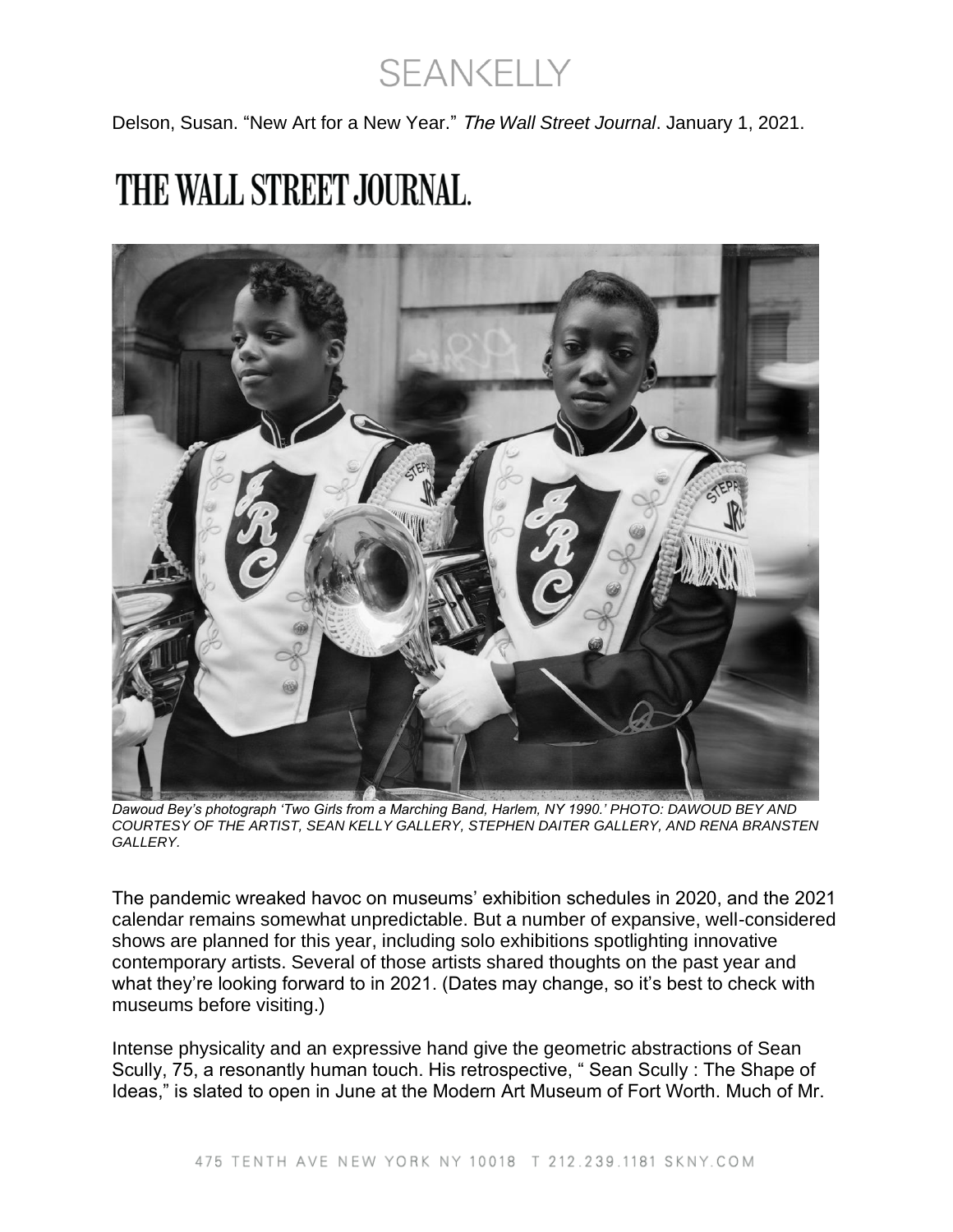Delson, Susan. "New Art for a New Year." *The Wall Street Journal*. January 1, 2021.

# THE WALL STREET JOURNAL.

*Dawoud Bey's photograph 'Two Girls from a Marching Band, Harlem, NY 1990.' PHOTO: DAWOUD BEY AND COURTESY OF THE ARTIST, SEAN KELLY GALLERY, STEPHEN DAITER GALLERY, AND RENA BRANSTEN GALLERY.*

The pandemic wreaked havoc on museums' exhibition schedules in 2020, and the 2021 calendar remains somewhat unpredictable. But a number of expansive, well-considered shows are planned for this year, including solo exhibitions spotlighting innovative contemporary artists. Several of those artists shared thoughts on the past year and what they're looking forward to in 2021. (Dates may change, so it's best to check with museums before visiting.)

Intense physicality and an expressive hand give the geometric abstractions of Sean Scully, 75, a resonantly human touch. His retrospective, " Sean Scully : The Shape of Ideas," is slated to open in June at the Modern Art Museum of Fort Worth. Much of Mr.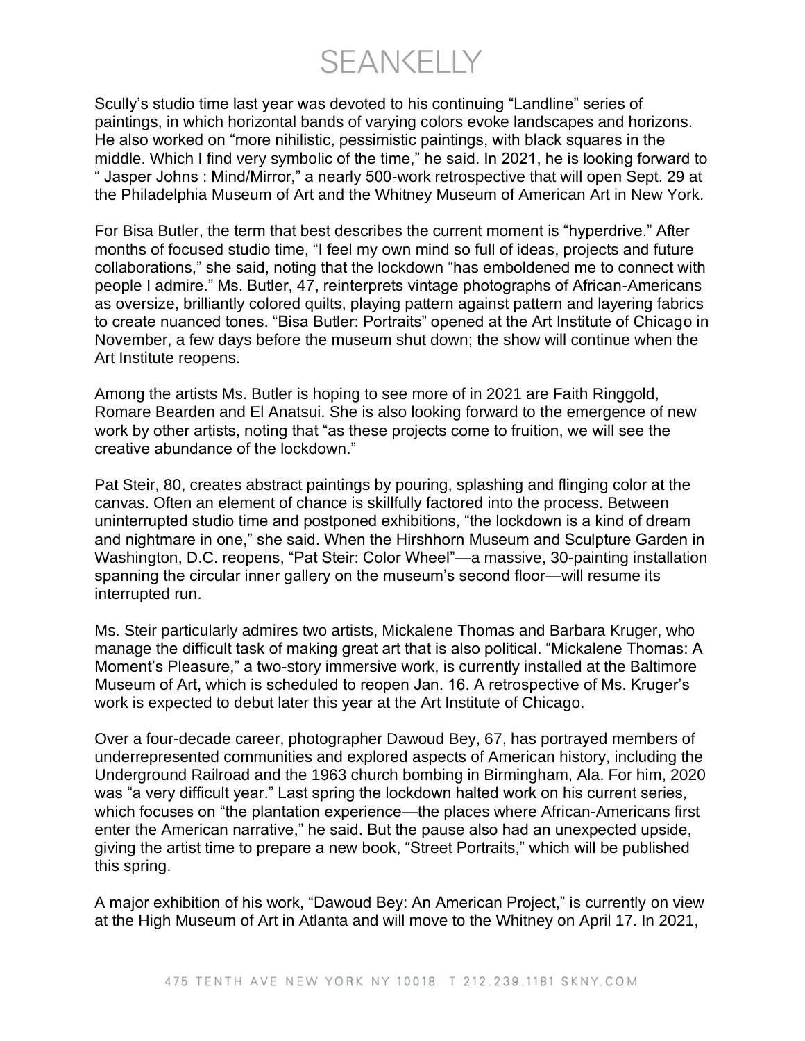Scully's studio time last year was devoted to his continuing "Landline" series of paintings, in which horizontal bands of varying colors evoke landscapes and horizons. He also worked on "more nihilistic, pessimistic paintings, with black squares in the middle. Which I find very symbolic of the time," he said. In 2021, he is looking forward to " Jasper Johns : Mind/Mirror," a nearly 500-work retrospective that will open Sept. 29 at the Philadelphia Museum of Art and the Whitney Museum of American Art in New York.

For Bisa Butler, the term that best describes the current moment is "hyperdrive." After months of focused studio time, "I feel my own mind so full of ideas, projects and future collaborations," she said, noting that the lockdown "has emboldened me to connect with people I admire." Ms. Butler, 47, reinterprets vintage photographs of African-Americans as oversize, brilliantly colored quilts, playing pattern against pattern and layering fabrics to create nuanced tones. "Bisa Butler: Portraits" opened at the Art Institute of Chicago in November, a few days before the museum shut down; the show will continue when the Art Institute reopens.

Among the artists Ms. Butler is hoping to see more of in 2021 are Faith Ringgold, Romare Bearden and El Anatsui. She is also looking forward to the emergence of new work by other artists, noting that "as these projects come to fruition, we will see the creative abundance of the lockdown."

Pat Steir, 80, creates abstract paintings by pouring, splashing and flinging color at the canvas. Often an element of chance is skillfully factored into the process. Between uninterrupted studio time and postponed exhibitions, "the lockdown is a kind of dream and nightmare in one," she said. When the Hirshhorn Museum and Sculpture Garden in Washington, D.C. reopens, "Pat Steir: Color Wheel"—a massive, 30-painting installation spanning the circular inner gallery on the museum's second floor—will resume its interrupted run.

Ms. Steir particularly admires two artists, Mickalene Thomas and Barbara Kruger, who manage the difficult task of making great art that is also political. "Mickalene Thomas: A Moment's Pleasure," a two-story immersive work, is currently installed at the Baltimore Museum of Art, which is scheduled to reopen Jan. 16. A retrospective of Ms. Kruger's work is expected to debut later this year at the Art Institute of Chicago.

Over a four-decade career, photographer Dawoud Bey, 67, has portrayed members of underrepresented communities and explored aspects of American history, including the Underground Railroad and the 1963 church bombing in Birmingham, Ala. For him, 2020 was "a very difficult year." Last spring the lockdown halted work on his current series, which focuses on "the plantation experience—the places where African-Americans first enter the American narrative," he said. But the pause also had an unexpected upside, giving the artist time to prepare a new book, "Street Portraits," which will be published this spring.

A major exhibition of his work, "Dawoud Bey: An American Project," is currently on view at the High Museum of Art in Atlanta and will move to the Whitney on April 17. In 2021,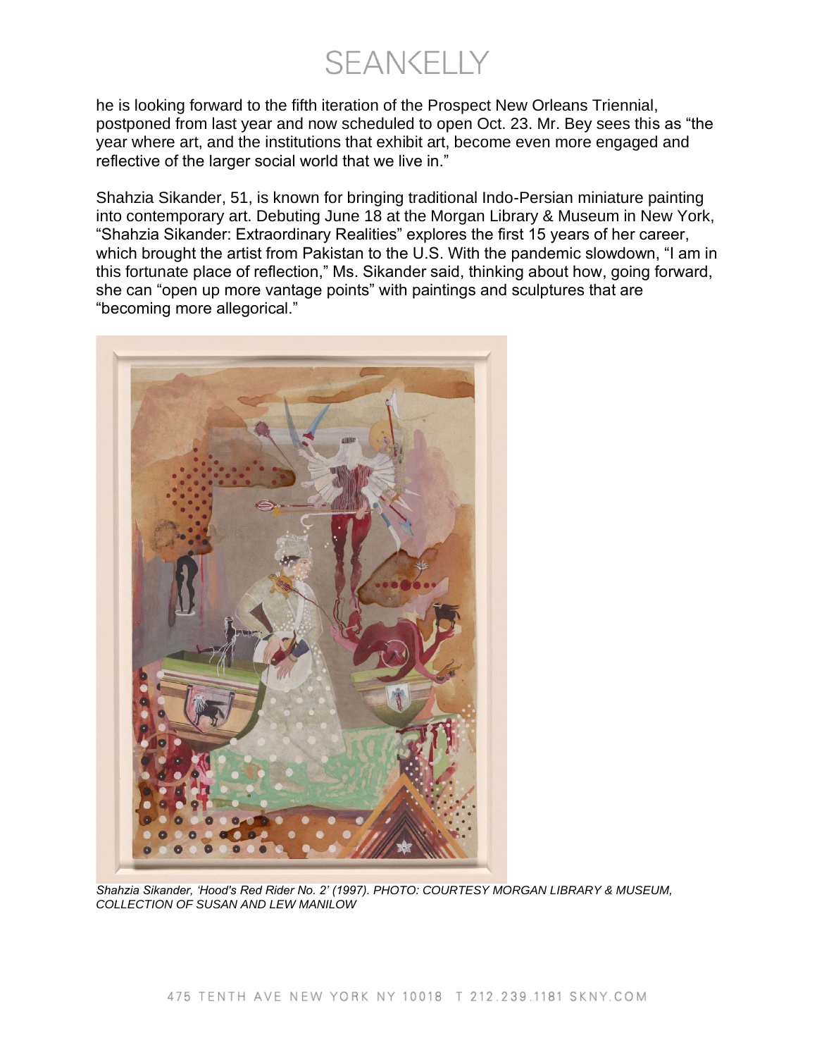he is looking forward to the fifth iteration of the Prospect New Orleans Triennial, postponed from last year and now scheduled to open Oct. 23. Mr. Bey sees this as "the year where art, and the institutions that exhibit art, become even more engaged and reflective of the larger social world that we live in."

Shahzia Sikander, 51, is known for bringing traditional Indo-Persian miniature painting into contemporary art. Debuting June 18 at the Morgan Library & Museum in New York, "Shahzia Sikander: Extraordinary Realities" explores the first 15 years of her career, which brought the artist from Pakistan to the U.S. With the pandemic slowdown, "I am in this fortunate place of reflection," Ms. Sikander said, thinking about how, going forward, she can "open up more vantage points" with paintings and sculptures that are "becoming more allegorical."

*Shahzia Sikander, 'Hood's Red Rider No. 2' (1997). PHOTO: COURTESY MORGAN LIBRARY & MUSEUM, COLLECTION OF SUSAN AND LEW MANILOW*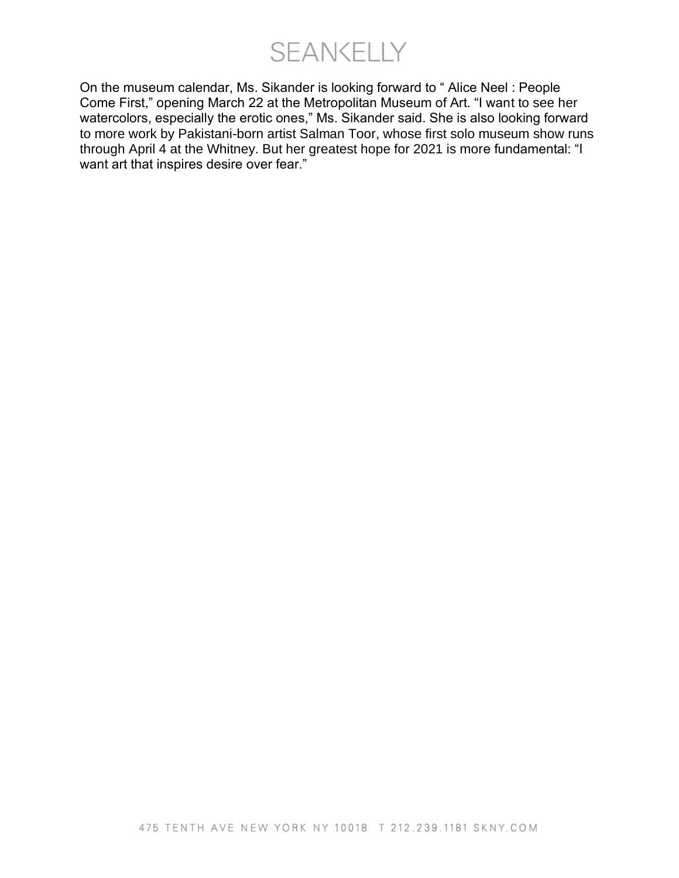On the museum calendar, Ms. Sikander is looking forward to " Alice Neel : People Come First," opening March 22 at the Metropolitan Museum of Art. "I want to see her watercolors, especially the erotic ones," Ms. Sikander said. She is also looking forward to more work by Pakistani-born artist Salman Toor, whose first solo museum show runs through April 4 at the Whitney. But her greatest hope for 2021 is more fundamental: "I want art that inspires desire over fear."